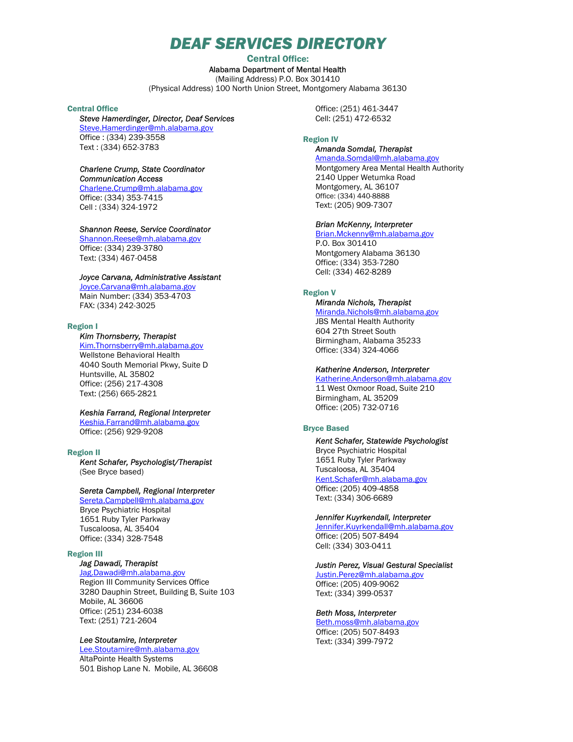# DEAF SERVICES DIRECTORY

## Central Office:

Alabama Department of Mental Health
(Mailing Address) P.O. Box 301410
(Physical Address) 100 North Union Street, Montgomery Alabama 36130

### Central Office

*Steve Hamerdinger, Director, Deaf Services*
Steve.Hamerdinger@mh.alabama.gov
Office : (334) 239-3558
Text : (334) 652-3783

*Charlene Crump, State Coordinator Communication Access*
Charlene.Crump@mh.alabama.gov
Office: (334) 353-7415
Cell : (334) 324-1972

*Shannon Reese, Service Coordinator*
Shannon.Reese@mh.alabama.gov
Office: (334) 239-3780
Text: (334) 467-0458

*Joyce Carvana, Administrative Assistant*
Joyce.Carvana@mh.alabama.gov
Main Number: (334) 353-4703
FAX: (334) 242-3025

### Region I

*Kim Thornsberry, Therapist*
Kim.Thornsberry@mh.alabama.gov
Wellstone Behavioral Health
4040 South Memorial Pkwy, Suite D
Huntsville, AL 35802
Office: (256) 217-4308
Text: (256) 665-2821

*Keshia Farrand, Regional Interpreter*
Keshia.Farrand@mh.alabama.gov
Office: (256) 929-9208

### Region II

*Kent Schafer, Psychologist/Therapist*
(See Bryce based)

*Sereta Campbell, Regional Interpreter*
Sereta.Campbell@mh.alabama.gov
Bryce Psychiatric Hospital
1651 Ruby Tyler Parkway
Tuscaloosa, AL 35404
Office: (334) 328-7548

### Region III

*Jag Dawadi, Therapist*
Jag.Dawadi@mh.alabama.gov
Region III Community Services Office
3280 Dauphin Street, Building B, Suite 103
Mobile, AL 36606
Office: (251) 234-6038
Text: (251) 721-2604

*Lee Stoutamire, Interpreter*
Lee.Stoutamire@mh.alabama.gov
AltaPointe Health Systems
501 Bishop Lane N. Mobile, AL 36608
Office: (251) 461-3447
Cell: (251) 472-6532

### Region IV

*Amanda Somdal, Therapist*
Amanda.Somdal@mh.alabama.gov
Montgomery Area Mental Health Authority
2140 Upper Wetumka Road
Montgomery, AL 36107
Office: (334) 440-8888
Text: (205) 909-7307

*Brian McKenny, Interpreter*
Brian.Mckenny@mh.alabama.gov
P.O. Box 301410
Montgomery Alabama 36130
Office: (334) 353-7280
Cell: (334) 462-8289

### Region V

*Miranda Nichols, Therapist*
Miranda.Nichols@mh.alabama.gov
JBS Mental Health Authority
604 27th Street South
Birmingham, Alabama 35233
Office: (334) 324-4066

*Katherine Anderson, Interpreter*
Katherine.Anderson@mh.alabama.gov
11 West Oxmoor Road, Suite 210
Birmingham, AL 35209
Office: (205) 732-0716

### Bryce Based

*Kent Schafer, Statewide Psychologist*
Bryce Psychiatric Hospital
1651 Ruby Tyler Parkway
Tuscaloosa, AL 35404
Kent.Schafer@mh.alabama.gov
Office: (205) 409-4858
Text: (334) 306-6689

*Jennifer Kuyrkendall, Interpreter*
Jennifer.Kuyrkendall@mh.alabama.gov
Office: (205) 507-8494
Cell: (334) 303-0411

*Justin Perez, Visual Gestural Specialist*
Justin.Perez@mh.alabama.gov
Office: (205) 409-9062
Text: (334) 399-0537

*Beth Moss, Interpreter*
Beth.moss@mh.alabama.gov
Office: (205) 507-8493
Text: (334) 399-7972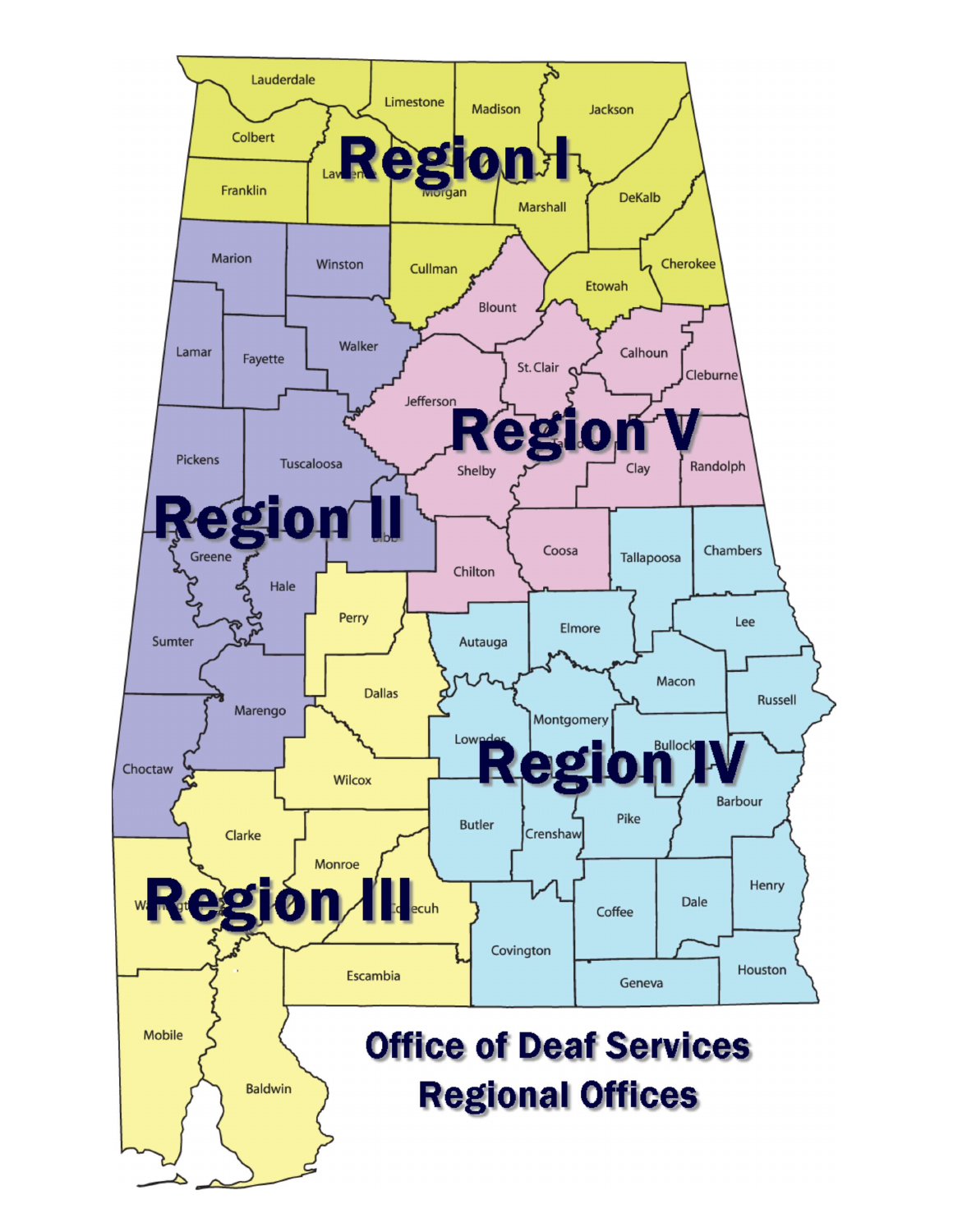Region I

Region II

Region III

Region IV

Region V

Lauderdale
Limestone
Madison
Jackson
Colbert
Franklin
Lawrence
Morgan
Marshall
DeKalb
Cherokee
Etowah
Cullman
Marion
Winston
Lamar
Fayette
Walker
Blount
St. Clair
Calhoun
Cleburne
Jefferson
Talladega
Pickens
Tuscaloosa
Shelby
Clay
Randolph
Bibb
Greene
Hale
Chilton
Coosa
Tallapoosa
Chambers
Perry
Sumter
Autauga
Elmore
Lee
Macon
Dallas
Russell
Marengo
Montgomery
Lowndes
Bullock
Choctaw
Wilcox
Barbour
Clarke
Butler
Pike
Crenshaw
Monroe
Washington
Conecuh
Henry
Coffee
Dale
Covington
Escambia
Houston
Geneva
Mobile
Baldwin

**Office of Deaf Services**
**Regional Offices**